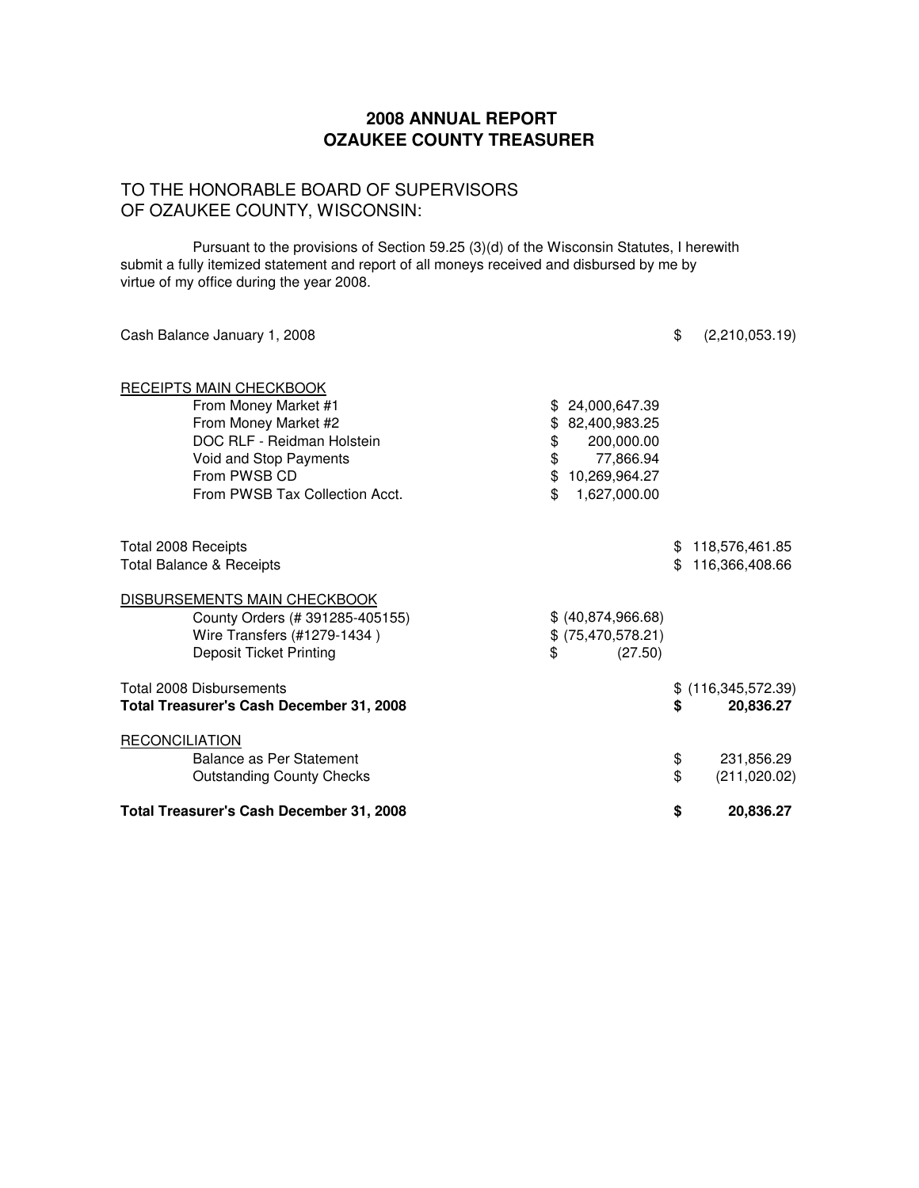# 2008 ANNUAL REPORT
# OZAUKEE COUNTY TREASURER

TO THE HONORABLE BOARD OF SUPERVISORS
OF OZAUKEE COUNTY, WISCONSIN:

Pursuant to the provisions of Section 59.25 (3)(d) of the Wisconsin Statutes, I herewith submit a fully itemized statement and report of all moneys received and disbursed by me by virtue of my office during the year 2008.

| | | |
|---|---|---|
| Cash Balance January 1, 2008 | | $ (2,210,053.19) |
| RECEIPTS MAIN CHECKBOOK | | |
| From Money Market #1 | $ 24,000,647.39 | |
| From Money Market #2 | $ 82,400,983.25 | |
| DOC RLF - Reidman Holstein | $ 200,000.00 | |
| Void and Stop Payments | $ 77,866.94 | |
| From PWSB CD | $ 10,269,964.27 | |
| From PWSB Tax Collection Acct. | $ 1,627,000.00 | |
| Total 2008 Receipts | | $ 118,576,461.85 |
| Total Balance & Receipts | | $ 116,366,408.66 |
| DISBURSEMENTS MAIN CHECKBOOK | | |
| County Orders (# 391285-405155) | $ (40,874,966.68) | |
| Wire Transfers (#1279-1434 ) | $ (75,470,578.21) | |
| Deposit Ticket Printing | $ (27.50) | |
| Total 2008 Disbursements | | $ (116,345,572.39) |
| **Total Treasurer's Cash December 31, 2008** | | **$ 20,836.27** |
| RECONCILIATION | | |
| Balance as Per Statement | | $ 231,856.29 |
| Outstanding County Checks | | $ (211,020.02) |
| **Total Treasurer's Cash December 31, 2008** | | **$ 20,836.27** |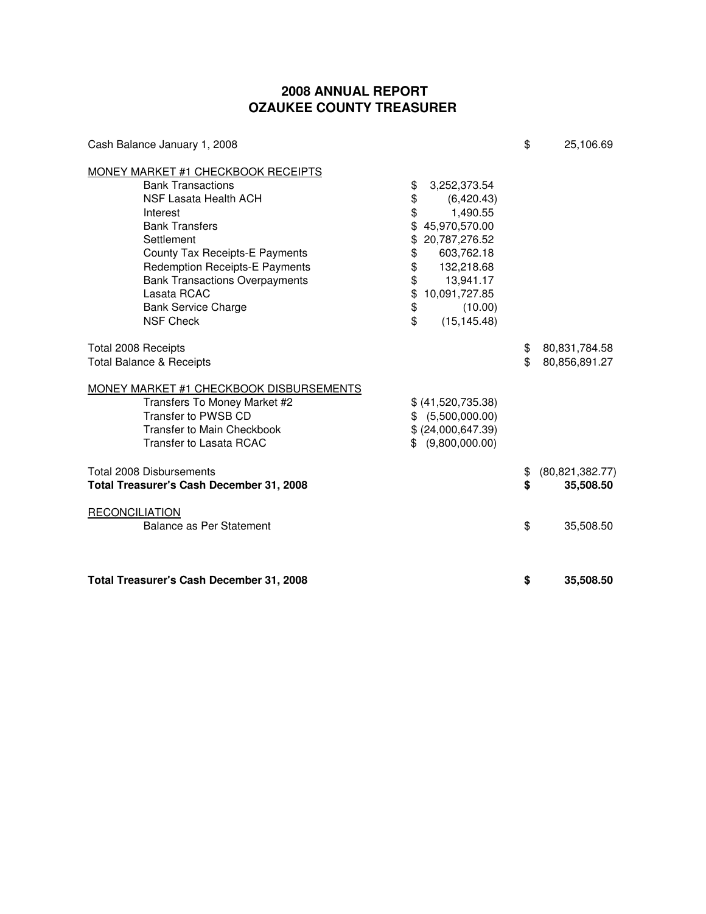# 2008 ANNUAL REPORT
# OZAUKEE COUNTY TREASURER

| | | |
|---|---|---|
| Cash Balance January 1, 2008 | | $ 25,106.69 |
| **MONEY MARKET #1 CHECKBOOK RECEIPTS** | | |
| Bank Transactions | $ 3,252,373.54 | |
| NSF Lasata Health ACH | $ (6,420.43) | |
| Interest | $ 1,490.55 | |
| Bank Transfers | $ 45,970,570.00 | |
| Settlement | $ 20,787,276.52 | |
| County Tax Receipts-E Payments | $ 603,762.18 | |
| Redemption Receipts-E Payments | $ 132,218.68 | |
| Bank Transactions Overpayments | $ 13,941.17 | |
| Lasata RCAC | $ 10,091,727.85 | |
| Bank Service Charge | $ (10.00) | |
| NSF Check | $ (15,145.48) | |
| Total 2008 Receipts | | $ 80,831,784.58 |
| Total Balance & Receipts | | $ 80,856,891.27 |
| **MONEY MARKET #1 CHECKBOOK DISBURSEMENTS** | | |
| Transfers To Money Market #2 | $ (41,520,735.38) | |
| Transfer to PWSB CD | $ (5,500,000.00) | |
| Transfer to Main Checkbook | $ (24,000,647.39) | |
| Transfer to Lasata RCAC | $ (9,800,000.00) | |
| Total 2008 Disbursements | | $ (80,821,382.77) |
| **Total Treasurer's Cash December 31, 2008** | | **$ 35,508.50** |
| **RECONCILIATION** | | |
| Balance as Per Statement | | $ 35,508.50 |
| **Total Treasurer's Cash December 31, 2008** | | **$ 35,508.50** |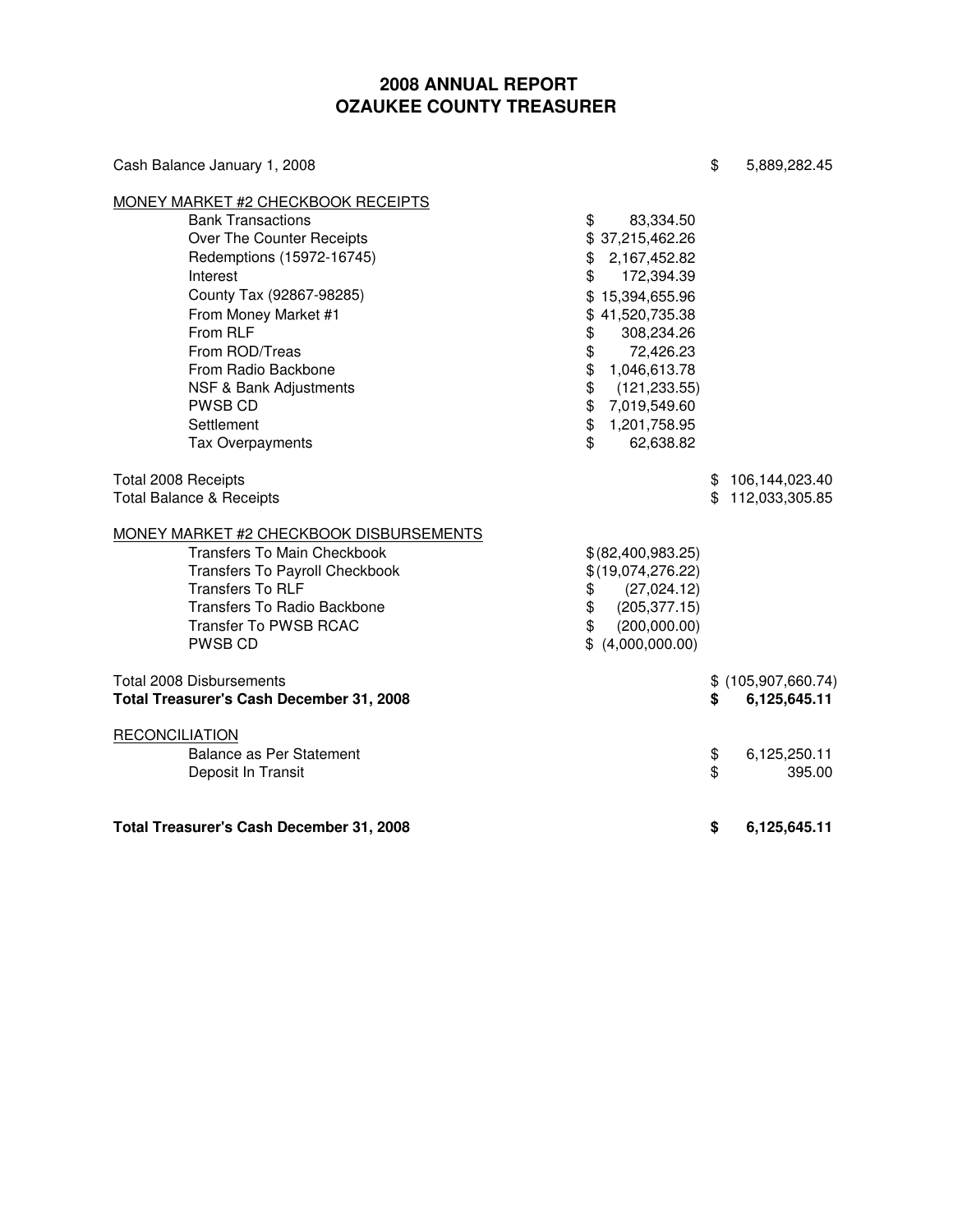# 2008 ANNUAL REPORT
# OZAUKEE COUNTY TREASURER

| | | |
|---|---|---|
| Cash Balance January 1, 2008 | | $ 5,889,282.45 |
| MONEY MARKET #2 CHECKBOOK RECEIPTS | | |
| Bank Transactions | $ 83,334.50 | |
| Over The Counter Receipts | $ 37,215,462.26 | |
| Redemptions (15972-16745) | $ 2,167,452.82 | |
| Interest | $ 172,394.39 | |
| County Tax (92867-98285) | $ 15,394,655.96 | |
| From Money Market #1 | $ 41,520,735.38 | |
| From RLF | $ 308,234.26 | |
| From ROD/Treas | $ 72,426.23 | |
| From Radio Backbone | $ 1,046,613.78 | |
| NSF & Bank Adjustments | $ (121,233.55) | |
| PWSB CD | $ 7,019,549.60 | |
| Settlement | $ 1,201,758.95 | |
| Tax Overpayments | $ 62,638.82 | |
| Total 2008 Receipts | | $ 106,144,023.40 |
| Total Balance & Receipts | | $ 112,033,305.85 |
| MONEY MARKET #2 CHECKBOOK DISBURSEMENTS | | |
| Transfers To Main Checkbook | $ (82,400,983.25) | |
| Transfers To Payroll Checkbook | $ (19,074,276.22) | |
| Transfers To RLF | $ (27,024.12) | |
| Transfers To Radio Backbone | $ (205,377.15) | |
| Transfer To PWSB RCAC | $ (200,000.00) | |
| PWSB CD | $ (4,000,000.00) | |
| Total 2008 Disbursements | | $ (105,907,660.74) |
| **Total Treasurer's Cash December 31, 2008** | | **$ 6,125,645.11** |
| RECONCILIATION | | |
| Balance as Per Statement | | $ 6,125,250.11 |
| Deposit In Transit | | $ 395.00 |
| **Total Treasurer's Cash December 31, 2008** | | **$ 6,125,645.11** |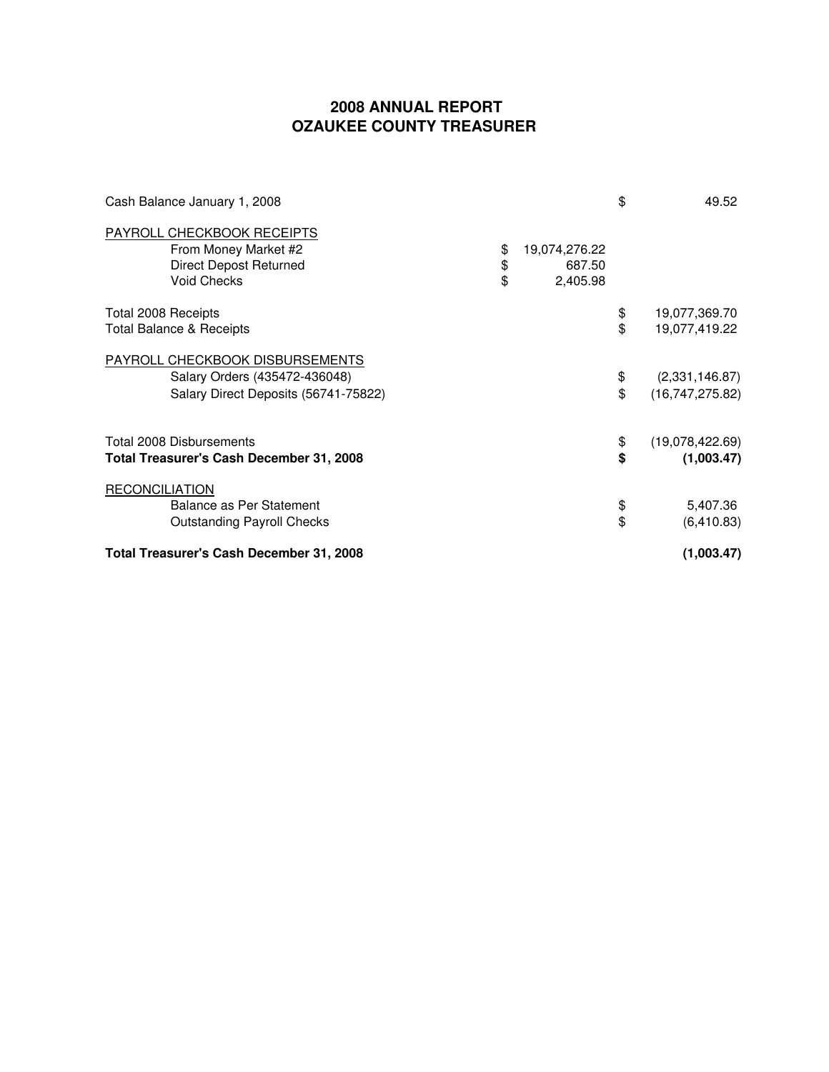# 2008 ANNUAL REPORT
# OZAUKEE COUNTY TREASURER

| | | |
|---|---|---|
| Cash Balance January 1, 2008 | | $ 49.52 |
| PAYROLL CHECKBOOK RECEIPTS | | |
| From Money Market #2 | $ 19,074,276.22 | |
| Direct Depost Returned | $ 687.50 | |
| Void Checks | $ 2,405.98 | |
| Total 2008 Receipts | | $ 19,077,369.70 |
| Total Balance & Receipts | | $ 19,077,419.22 |
| PAYROLL CHECKBOOK DISBURSEMENTS | | |
| Salary Orders (435472-436048) | | $ (2,331,146.87) |
| Salary Direct Deposits (56741-75822) | | $ (16,747,275.82) |
| Total 2008 Disbursements | | $ (19,078,422.69) |
| **Total Treasurer's Cash December 31, 2008** | | **$ (1,003.47)** |
| RECONCILIATION | | |
| Balance as Per Statement | | $ 5,407.36 |
| Outstanding Payroll Checks | | $ (6,410.83) |
| **Total Treasurer's Cash December 31, 2008** | | **(1,003.47)** |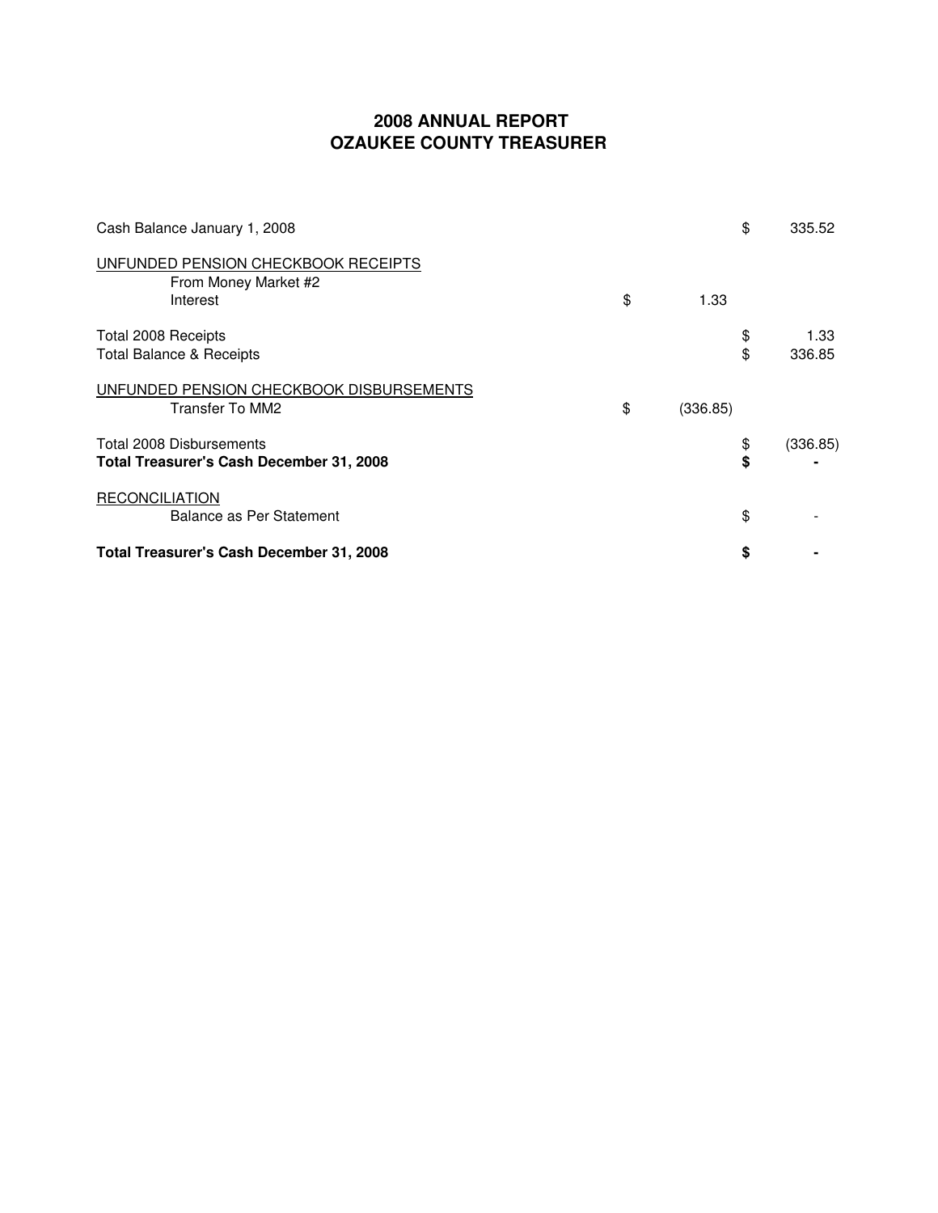# 2008 ANNUAL REPORT
# OZAUKEE COUNTY TREASURER

| | | |
|---|---|---|
| Cash Balance January 1, 2008 | | $ 335.52 |
| UNFUNDED PENSION CHECKBOOK RECEIPTS | | |
| From Money Market #2 | | |
| Interest | $ 1.33 | |
| Total 2008 Receipts | | $ 1.33 |
| Total Balance & Receipts | | $ 336.85 |
| UNFUNDED PENSION CHECKBOOK DISBURSEMENTS | | |
| Transfer To MM2 | $ (336.85) | |
| Total 2008 Disbursements | | $ (336.85) |
| **Total Treasurer's Cash December 31, 2008** | | **$ -** |
| RECONCILIATION | | |
| Balance as Per Statement | | $ - |
| **Total Treasurer's Cash December 31, 2008** | | **$ -** |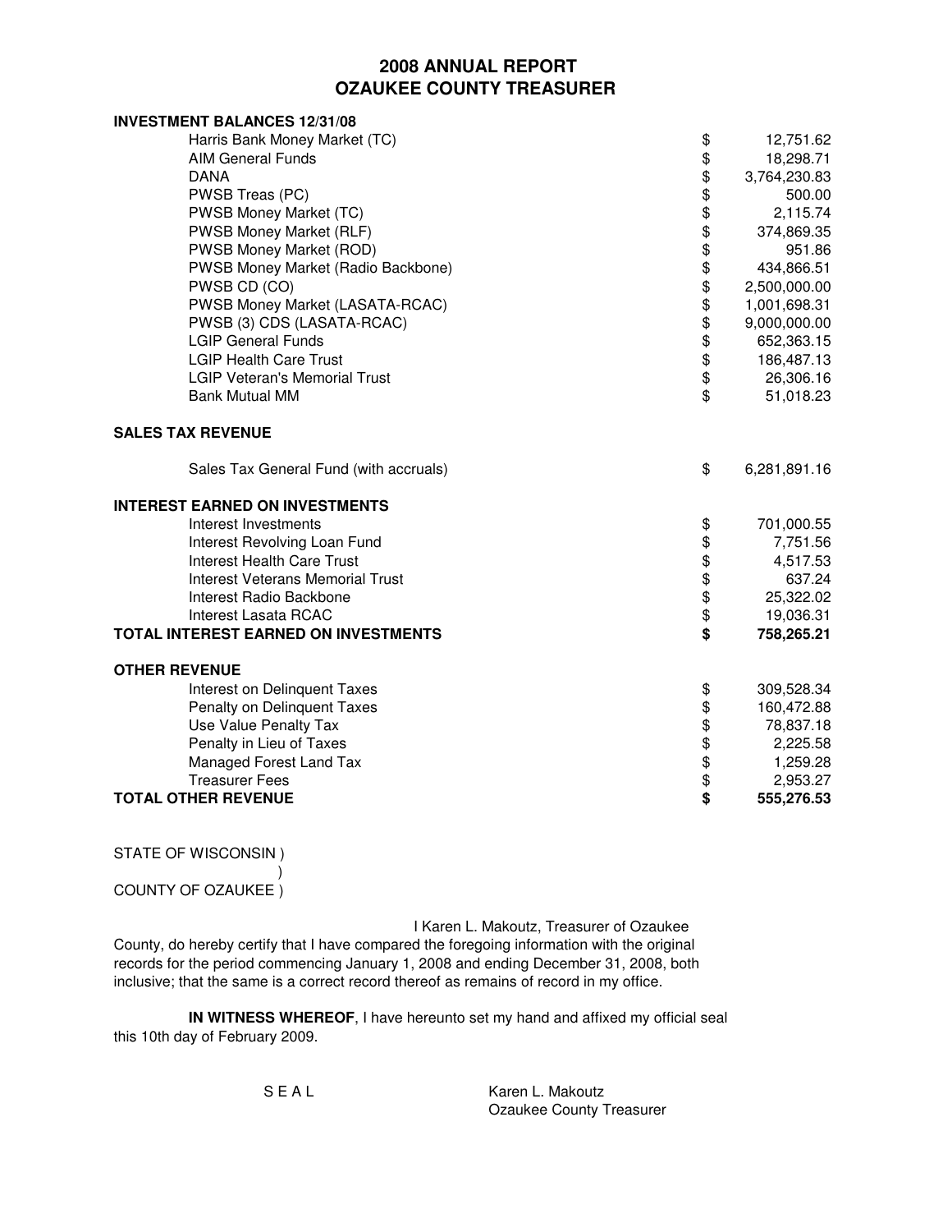# 2008 ANNUAL REPORT
# OZAUKEE COUNTY TREASURER

**INVESTMENT BALANCES 12/31/08**

| | | |
|---|---|---|
| Harris Bank Money Market (TC) | $ | 12,751.62 |
| AIM General Funds | $ | 18,298.71 |
| DANA | $ | 3,764,230.83 |
| PWSB Treas (PC) | $ | 500.00 |
| PWSB Money Market (TC) | $ | 2,115.74 |
| PWSB Money Market (RLF) | $ | 374,869.35 |
| PWSB Money Market (ROD) | $ | 951.86 |
| PWSB Money Market (Radio Backbone) | $ | 434,866.51 |
| PWSB CD (CO) | $ | 2,500,000.00 |
| PWSB Money Market (LASATA-RCAC) | $ | 1,001,698.31 |
| PWSB (3) CDS (LASATA-RCAC) | $ | 9,000,000.00 |
| LGIP General Funds | $ | 652,363.15 |
| LGIP Health Care Trust | $ | 186,487.13 |
| LGIP Veteran's Memorial Trust | $ | 26,306.16 |
| Bank Mutual MM | $ | 51,018.23 |

**SALES TAX REVENUE**

| | | |
|---|---|---|
| Sales Tax General Fund (with accruals) | $ | 6,281,891.16 |

**INTEREST EARNED ON INVESTMENTS**

| | | |
|---|---|---|
| Interest Investments | $ | 701,000.55 |
| Interest Revolving Loan Fund | $ | 7,751.56 |
| Interest Health Care Trust | $ | 4,517.53 |
| Interest Veterans Memorial Trust | $ | 637.24 |
| Interest Radio Backbone | $ | 25,322.02 |
| Interest Lasata RCAC | $ | 19,036.31 |
| **TOTAL INTEREST EARNED ON INVESTMENTS** | **$** | **758,265.21** |

**OTHER REVENUE**

| | | |
|---|---|---|
| Interest on Delinquent Taxes | $ | 309,528.34 |
| Penalty on Delinquent Taxes | $ | 160,472.88 |
| Use Value Penalty Tax | $ | 78,837.18 |
| Penalty in Lieu of Taxes | $ | 2,225.58 |
| Managed Forest Land Tax | $ | 1,259.28 |
| Treasurer Fees | $ | 2,953.27 |
| **TOTAL OTHER REVENUE** | **$** | **555,276.53** |

STATE OF WISCONSIN )
)
COUNTY OF OZAUKEE )

I Karen L. Makoutz, Treasurer of Ozaukee County, do hereby certify that I have compared the foregoing information with the original records for the period commencing January 1, 2008 and ending December 31, 2008, both inclusive; that the same is a correct record thereof as remains of record in my office.

**IN WITNESS WHEREOF**, I have hereunto set my hand and affixed my official seal this 10th day of February 2009.

S E A L

Karen L. Makoutz
Ozaukee County Treasurer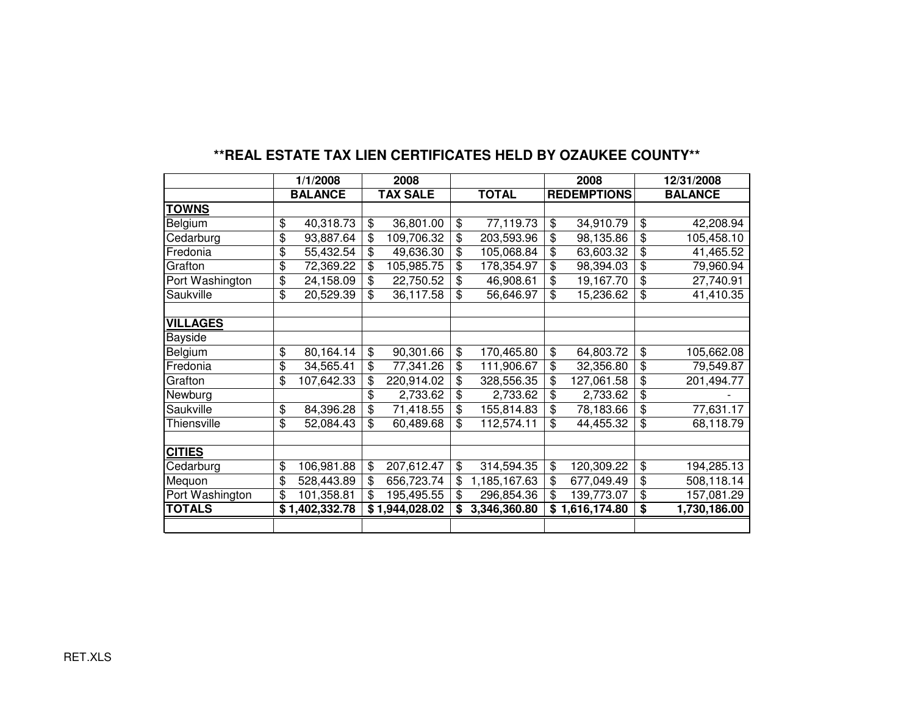# **REAL ESTATE TAX LIEN CERTIFICATES HELD BY OZAUKEE COUNTY**

| | 1/1/2008 | 2008 | | 2008 | 12/31/2008 |
|---|---|---|---|---|---|
| | BALANCE | TAX SALE | TOTAL | REDEMPTIONS | BALANCE |
| **TOWNS** | | | | | |
| Belgium | $ 40,318.73 | $ 36,801.00 | $ 77,119.73 | $ 34,910.79 | $ 42,208.94 |
| Cedarburg | $ 93,887.64 | $ 109,706.32 | $ 203,593.96 | $ 98,135.86 | $ 105,458.10 |
| Fredonia | $ 55,432.54 | $ 49,636.30 | $ 105,068.84 | $ 63,603.32 | $ 41,465.52 |
| Grafton | $ 72,369.22 | $ 105,985.75 | $ 178,354.97 | $ 98,394.03 | $ 79,960.94 |
| Port Washington | $ 24,158.09 | $ 22,750.52 | $ 46,908.61 | $ 19,167.70 | $ 27,740.91 |
| Saukville | $ 20,529.39 | $ 36,117.58 | $ 56,646.97 | $ 15,236.62 | $ 41,410.35 |
| | | | | | |
| **VILLAGES** | | | | | |
| Bayside | | | | | |
| Belgium | $ 80,164.14 | $ 90,301.66 | $ 170,465.80 | $ 64,803.72 | $ 105,662.08 |
| Fredonia | $ 34,565.41 | $ 77,341.26 | $ 111,906.67 | $ 32,356.80 | $ 79,549.87 |
| Grafton | $ 107,642.33 | $ 220,914.02 | $ 328,556.35 | $ 127,061.58 | $ 201,494.77 |
| Newburg | | $ 2,733.62 | $ 2,733.62 | $ 2,733.62 | $ - |
| Saukville | $ 84,396.28 | $ 71,418.55 | $ 155,814.83 | $ 78,183.66 | $ 77,631.17 |
| Thiensville | $ 52,084.43 | $ 60,489.68 | $ 112,574.11 | $ 44,455.32 | $ 68,118.79 |
| | | | | | |
| **CITIES** | | | | | |
| Cedarburg | $ 106,981.88 | $ 207,612.47 | $ 314,594.35 | $ 120,309.22 | $ 194,285.13 |
| Mequon | $ 528,443.89 | $ 656,723.74 | $ 1,185,167.63 | $ 677,049.49 | $ 508,118.14 |
| Port Washington | $ 101,358.81 | $ 195,495.55 | $ 296,854.36 | $ 139,773.07 | $ 157,081.29 |
| **TOTALS** | **$ 1,402,332.78** | **$ 1,944,028.02** | **$ 3,346,360.80** | **$ 1,616,174.80** | **$ 1,730,186.00** |

RET.XLS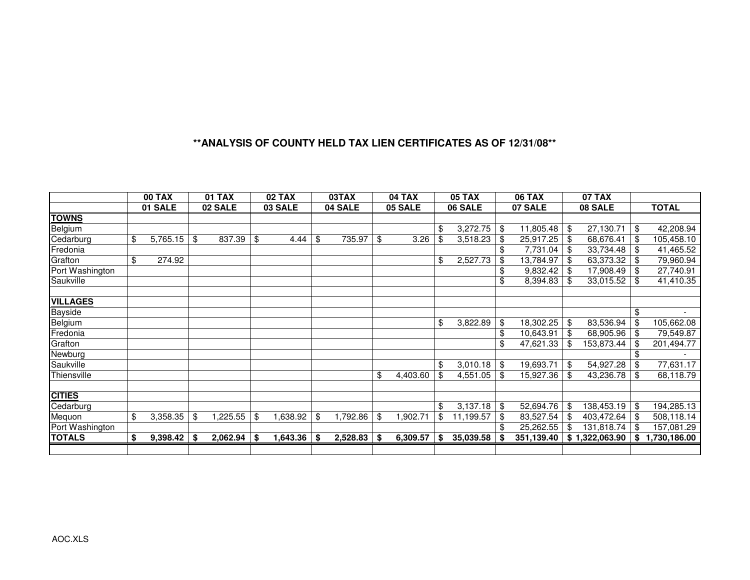**ANALYSIS OF COUNTY HELD TAX LIEN CERTIFICATES AS OF 12/31/08**

| | 00 TAX | 01 TAX | 02 TAX | 03TAX | 04 TAX | 05 TAX | 06 TAX | 07 TAX | |
|---|---|---|---|---|---|---|---|---|---|
| | **01 SALE** | **02 SALE** | **03 SALE** | **04 SALE** | **05 SALE** | **06 SALE** | **07 SALE** | **08 SALE** | **TOTAL** |
| **TOWNS** | | | | | | | | | |
| Belgium | | | | | | $ 3,272.75 | $ 11,805.48 | $ 27,130.71 | $ 42,208.94 |
| Cedarburg | $ 5,765.15 | $ 837.39 | $ 4.44 | $ 735.97 | $ 3.26 | $ 3,518.23 | $ 25,917.25 | $ 68,676.41 | $ 105,458.10 |
| Fredonia | | | | | | | $ 7,731.04 | $ 33,734.48 | $ 41,465.52 |
| Grafton | $ 274.92 | | | | | $ 2,527.73 | $ 13,784.97 | $ 63,373.32 | $ 79,960.94 |
| Port Washington | | | | | | | $ 9,832.42 | $ 17,908.49 | $ 27,740.91 |
| Saukville | | | | | | | $ 8,394.83 | $ 33,015.52 | $ 41,410.35 |
| | | | | | | | | | |
| **VILLAGES** | | | | | | | | | |
| Bayside | | | | | | | | | $ - |
| Belgium | | | | | | $ 3,822.89 | $ 18,302.25 | $ 83,536.94 | $ 105,662.08 |
| Fredonia | | | | | | | $ 10,643.91 | $ 68,905.96 | $ 79,549.87 |
| Grafton | | | | | | | $ 47,621.33 | $ 153,873.44 | $ 201,494.77 |
| Newburg | | | | | | | | | $ - |
| Saukville | | | | | | $ 3,010.18 | $ 19,693.71 | $ 54,927.28 | $ 77,631.17 |
| Thiensville | | | | | $ 4,403.60 | $ 4,551.05 | $ 15,927.36 | $ 43,236.78 | $ 68,118.79 |
| | | | | | | | | | |
| **CITIES** | | | | | | | | | |
| Cedarburg | | | | | | $ 3,137.18 | $ 52,694.76 | $ 138,453.19 | $ 194,285.13 |
| Mequon | $ 3,358.35 | $ 1,225.55 | $ 1,638.92 | $ 1,792.86 | $ 1,902.71 | $ 11,199.57 | $ 83,527.54 | $ 403,472.64 | $ 508,118.14 |
| Port Washington | | | | | | | $ 25,262.55 | $ 131,818.74 | $ 157,081.29 |
| **TOTALS** | **$ 9,398.42** | **$ 2,062.94** | **$ 1,643.36** | **$ 2,528.83** | **$ 6,309.57** | **$ 35,039.58** | **$ 351,139.40** | **$ 1,322,063.90** | **$ 1,730,186.00** |

AOC.XLS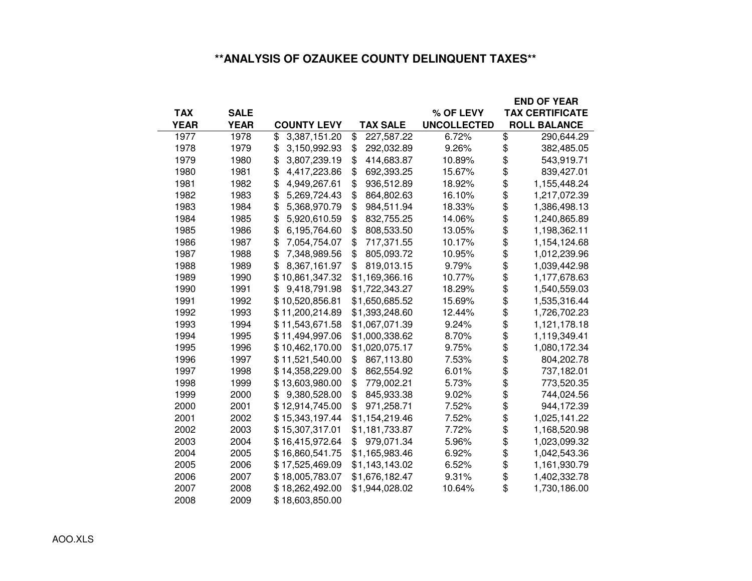# **ANALYSIS OF OZAUKEE COUNTY DELINQUENT TAXES**

| TAX YEAR | SALE YEAR | COUNTY LEVY | TAX SALE | % OF LEVY UNCOLLECTED | END OF YEAR TAX CERTIFICATE ROLL BALANCE |
|---|---|---|---|---|---|
| 1977 | 1978 | $ 3,387,151.20 | $ 227,587.22 | 6.72% | $ 290,644.29 |
| 1978 | 1979 | $ 3,150,992.93 | $ 292,032.89 | 9.26% | $ 382,485.05 |
| 1979 | 1980 | $ 3,807,239.19 | $ 414,683.87 | 10.89% | $ 543,919.71 |
| 1980 | 1981 | $ 4,417,223.86 | $ 692,393.25 | 15.67% | $ 839,427.01 |
| 1981 | 1982 | $ 4,949,267.61 | $ 936,512.89 | 18.92% | $ 1,155,448.24 |
| 1982 | 1983 | $ 5,269,724.43 | $ 864,802.63 | 16.10% | $ 1,217,072.39 |
| 1983 | 1984 | $ 5,368,970.79 | $ 984,511.94 | 18.33% | $ 1,386,498.13 |
| 1984 | 1985 | $ 5,920,610.59 | $ 832,755.25 | 14.06% | $ 1,240,865.89 |
| 1985 | 1986 | $ 6,195,764.60 | $ 808,533.50 | 13.05% | $ 1,198,362.11 |
| 1986 | 1987 | $ 7,054,754.07 | $ 717,371.55 | 10.17% | $ 1,154,124.68 |
| 1987 | 1988 | $ 7,348,989.56 | $ 805,093.72 | 10.95% | $ 1,012,239.96 |
| 1988 | 1989 | $ 8,367,161.97 | $ 819,013.15 | 9.79% | $ 1,039,442.98 |
| 1989 | 1990 | $ 10,861,347.32 | $1,169,366.16 | 10.77% | $ 1,177,678.63 |
| 1990 | 1991 | $ 9,418,791.98 | $1,722,343.27 | 18.29% | $ 1,540,559.03 |
| 1991 | 1992 | $ 10,520,856.81 | $1,650,685.52 | 15.69% | $ 1,535,316.44 |
| 1992 | 1993 | $ 11,200,214.89 | $1,393,248.60 | 12.44% | $ 1,726,702.23 |
| 1993 | 1994 | $ 11,543,671.58 | $1,067,071.39 | 9.24% | $ 1,121,178.18 |
| 1994 | 1995 | $ 11,494,997.06 | $1,000,338.62 | 8.70% | $ 1,119,349.41 |
| 1995 | 1996 | $ 10,462,170.00 | $1,020,075.17 | 9.75% | $ 1,080,172.34 |
| 1996 | 1997 | $ 11,521,540.00 | $ 867,113.80 | 7.53% | $ 804,202.78 |
| 1997 | 1998 | $ 14,358,229.00 | $ 862,554.92 | 6.01% | $ 737,182.01 |
| 1998 | 1999 | $ 13,603,980.00 | $ 779,002.21 | 5.73% | $ 773,520.35 |
| 1999 | 2000 | $ 9,380,528.00 | $ 845,933.38 | 9.02% | $ 744,024.56 |
| 2000 | 2001 | $ 12,914,745.00 | $ 971,258.71 | 7.52% | $ 944,172.39 |
| 2001 | 2002 | $ 15,343,197.44 | $1,154,219.46 | 7.52% | $ 1,025,141.22 |
| 2002 | 2003 | $ 15,307,317.01 | $1,181,733.87 | 7.72% | $ 1,168,520.98 |
| 2003 | 2004 | $ 16,415,972.64 | $ 979,071.34 | 5.96% | $ 1,023,099.32 |
| 2004 | 2005 | $ 16,860,541.75 | $1,165,983.46 | 6.92% | $ 1,042,543.36 |
| 2005 | 2006 | $ 17,525,469.09 | $1,143,143.02 | 6.52% | $ 1,161,930.79 |
| 2006 | 2007 | $ 18,005,783.07 | $1,676,182.47 | 9.31% | $ 1,402,332.78 |
| 2007 | 2008 | $ 18,262,492.00 | $1,944,028.02 | 10.64% | $ 1,730,186.00 |
| 2008 | 2009 | $ 18,603,850.00 | | | |

AOO.XLS